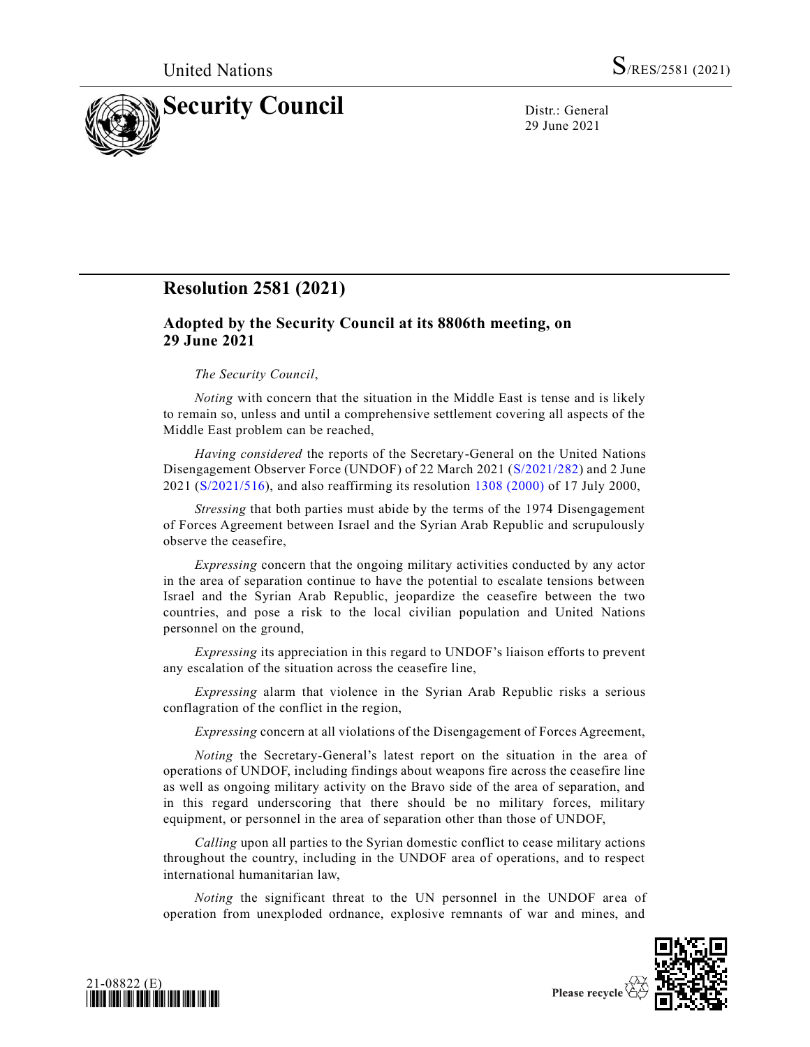United Nations S/RES/2581 (2021)

# Security Council

Distr.: General
29 June 2021

## Resolution 2581 (2021)

### Adopted by the Security Council at its 8806th meeting, on 29 June 2021

*The Security Council*,

*Noting* with concern that the situation in the Middle East is tense and is likely to remain so, unless and until a comprehensive settlement covering all aspects of the Middle East problem can be reached,

*Having considered* the reports of the Secretary-General on the United Nations Disengagement Observer Force (UNDOF) of 22 March 2021 (S/2021/282) and 2 June 2021 (S/2021/516), and also reaffirming its resolution 1308 (2000) of 17 July 2000,

*Stressing* that both parties must abide by the terms of the 1974 Disengagement of Forces Agreement between Israel and the Syrian Arab Republic and scrupulously observe the ceasefire,

*Expressing* concern that the ongoing military activities conducted by any actor in the area of separation continue to have the potential to escalate tensions between Israel and the Syrian Arab Republic, jeopardize the ceasefire between the two countries, and pose a risk to the local civilian population and United Nations personnel on the ground,

*Expressing* its appreciation in this regard to UNDOF's liaison efforts to prevent any escalation of the situation across the ceasefire line,

*Expressing* alarm that violence in the Syrian Arab Republic risks a serious conflagration of the conflict in the region,

*Expressing* concern at all violations of the Disengagement of Forces Agreement,

*Noting* the Secretary-General's latest report on the situation in the area of operations of UNDOF, including findings about weapons fire across the ceasefire line as well as ongoing military activity on the Bravo side of the area of separation, and in this regard underscoring that there should be no military forces, military equipment, or personnel in the area of separation other than those of UNDOF,

*Calling* upon all parties to the Syrian domestic conflict to cease military actions throughout the country, including in the UNDOF area of operations, and to respect international humanitarian law,

*Noting* the significant threat to the UN personnel in the UNDOF area of operation from unexploded ordnance, explosive remnants of war and mines, and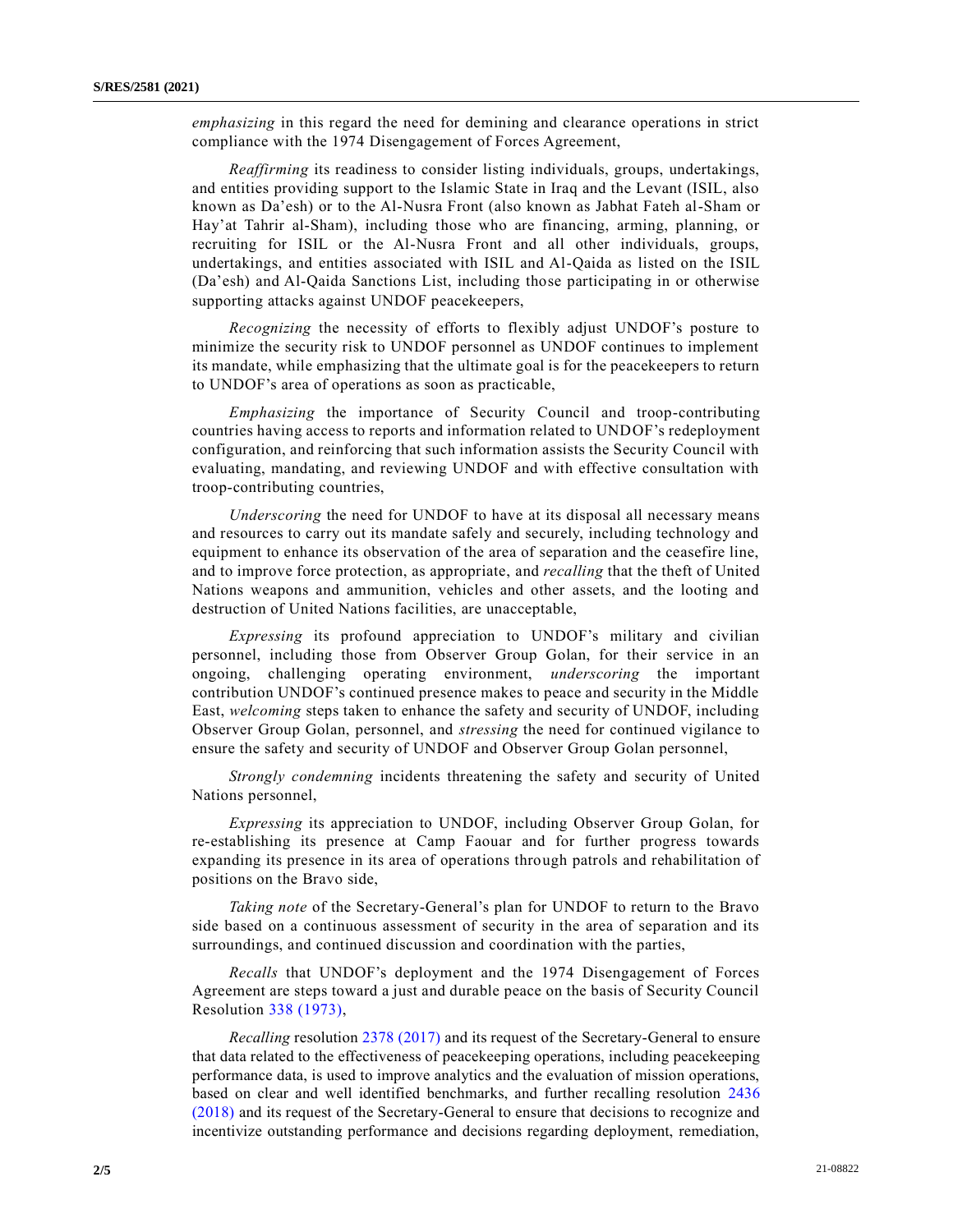*emphasizing* in this regard the need for demining and clearance operations in strict compliance with the 1974 Disengagement of Forces Agreement,

*Reaffirming* its readiness to consider listing individuals, groups, undertakings, and entities providing support to the Islamic State in Iraq and the Levant (ISIL, also known as Da'esh) or to the Al-Nusra Front (also known as Jabhat Fateh al-Sham or Hay'at Tahrir al-Sham), including those who are financing, arming, planning, or recruiting for ISIL or the Al-Nusra Front and all other individuals, groups, undertakings, and entities associated with ISIL and Al-Qaida as listed on the ISIL (Da'esh) and Al-Qaida Sanctions List, including those participating in or otherwise supporting attacks against UNDOF peacekeepers,

*Recognizing* the necessity of efforts to flexibly adjust UNDOF's posture to minimize the security risk to UNDOF personnel as UNDOF continues to implement its mandate, while emphasizing that the ultimate goal is for the peacekeepers to return to UNDOF's area of operations as soon as practicable,

*Emphasizing* the importance of Security Council and troop-contributing countries having access to reports and information related to UNDOF's redeployment configuration, and reinforcing that such information assists the Security Council with evaluating, mandating, and reviewing UNDOF and with effective consultation with troop-contributing countries,

*Underscoring* the need for UNDOF to have at its disposal all necessary means and resources to carry out its mandate safely and securely, including technology and equipment to enhance its observation of the area of separation and the ceasefire line, and to improve force protection, as appropriate, and *recalling* that the theft of United Nations weapons and ammunition, vehicles and other assets, and the looting and destruction of United Nations facilities, are unacceptable,

*Expressing* its profound appreciation to UNDOF's military and civilian personnel, including those from Observer Group Golan, for their service in an ongoing, challenging operating environment, *underscoring* the important contribution UNDOF's continued presence makes to peace and security in the Middle East, *welcoming* steps taken to enhance the safety and security of UNDOF, including Observer Group Golan, personnel, and *stressing* the need for continued vigilance to ensure the safety and security of UNDOF and Observer Group Golan personnel,

*Strongly condemning* incidents threatening the safety and security of United Nations personnel,

*Expressing* its appreciation to UNDOF, including Observer Group Golan, for re-establishing its presence at Camp Faouar and for further progress towards expanding its presence in its area of operations through patrols and rehabilitation of positions on the Bravo side,

*Taking note* of the Secretary-General's plan for UNDOF to return to the Bravo side based on a continuous assessment of security in the area of separation and its surroundings, and continued discussion and coordination with the parties,

*Recalls* that UNDOF's deployment and the 1974 Disengagement of Forces Agreement are steps toward a just and durable peace on the basis of Security Council Resolution 338 (1973),

*Recalling* resolution 2378 (2017) and its request of the Secretary-General to ensure that data related to the effectiveness of peacekeeping operations, including peacekeeping performance data, is used to improve analytics and the evaluation of mission operations, based on clear and well identified benchmarks, and further recalling resolution 2436 (2018) and its request of the Secretary-General to ensure that decisions to recognize and incentivize outstanding performance and decisions regarding deployment, remediation,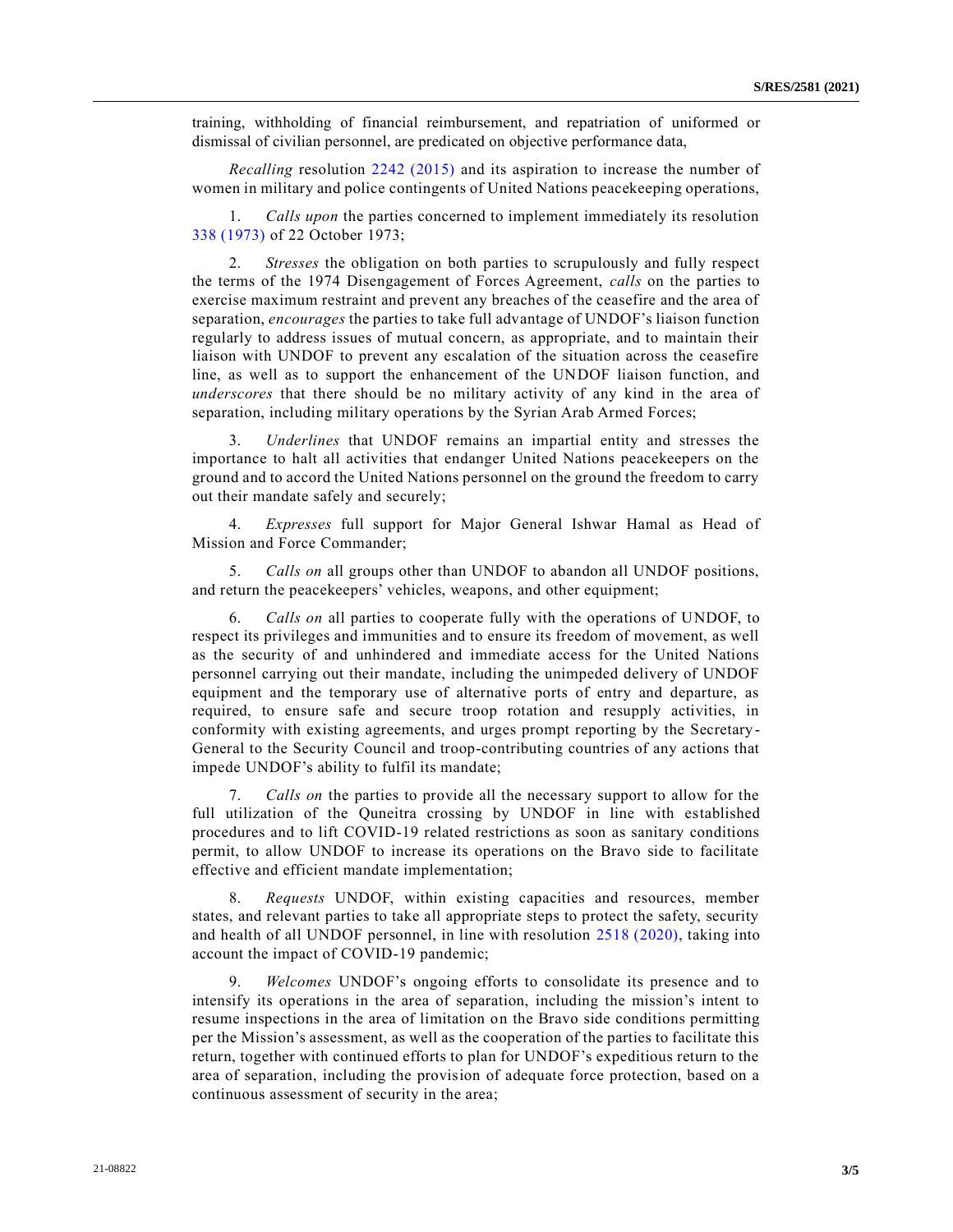training, withholding of financial reimbursement, and repatriation of uniformed or dismissal of civilian personnel, are predicated on objective performance data,

*Recalling* resolution 2242 (2015) and its aspiration to increase the number of women in military and police contingents of United Nations peacekeeping operations,

1. *Calls upon* the parties concerned to implement immediately its resolution 338 (1973) of 22 October 1973;

2. *Stresses* the obligation on both parties to scrupulously and fully respect the terms of the 1974 Disengagement of Forces Agreement, *calls* on the parties to exercise maximum restraint and prevent any breaches of the ceasefire and the area of separation, *encourages* the parties to take full advantage of UNDOF's liaison function regularly to address issues of mutual concern, as appropriate, and to maintain their liaison with UNDOF to prevent any escalation of the situation across the ceasefire line, as well as to support the enhancement of the UNDOF liaison function, and *underscores* that there should be no military activity of any kind in the area of separation, including military operations by the Syrian Arab Armed Forces;

3. *Underlines* that UNDOF remains an impartial entity and stresses the importance to halt all activities that endanger United Nations peacekeepers on the ground and to accord the United Nations personnel on the ground the freedom to carry out their mandate safely and securely;

4. *Expresses* full support for Major General Ishwar Hamal as Head of Mission and Force Commander;

5. *Calls on* all groups other than UNDOF to abandon all UNDOF positions, and return the peacekeepers' vehicles, weapons, and other equipment;

6. *Calls on* all parties to cooperate fully with the operations of UNDOF, to respect its privileges and immunities and to ensure its freedom of movement, as well as the security of and unhindered and immediate access for the United Nations personnel carrying out their mandate, including the unimpeded delivery of UNDOF equipment and the temporary use of alternative ports of entry and departure, as required, to ensure safe and secure troop rotation and resupply activities, in conformity with existing agreements, and urges prompt reporting by the Secretary-General to the Security Council and troop-contributing countries of any actions that impede UNDOF's ability to fulfil its mandate;

7. *Calls on* the parties to provide all the necessary support to allow for the full utilization of the Quneitra crossing by UNDOF in line with established procedures and to lift COVID-19 related restrictions as soon as sanitary conditions permit, to allow UNDOF to increase its operations on the Bravo side to facilitate effective and efficient mandate implementation;

8. *Requests* UNDOF, within existing capacities and resources, member states, and relevant parties to take all appropriate steps to protect the safety, security and health of all UNDOF personnel, in line with resolution 2518 (2020), taking into account the impact of COVID-19 pandemic;

9. *Welcomes* UNDOF's ongoing efforts to consolidate its presence and to intensify its operations in the area of separation, including the mission's intent to resume inspections in the area of limitation on the Bravo side conditions permitting per the Mission's assessment, as well as the cooperation of the parties to facilitate this return, together with continued efforts to plan for UNDOF's expeditious return to the area of separation, including the provision of adequate force protection, based on a continuous assessment of security in the area;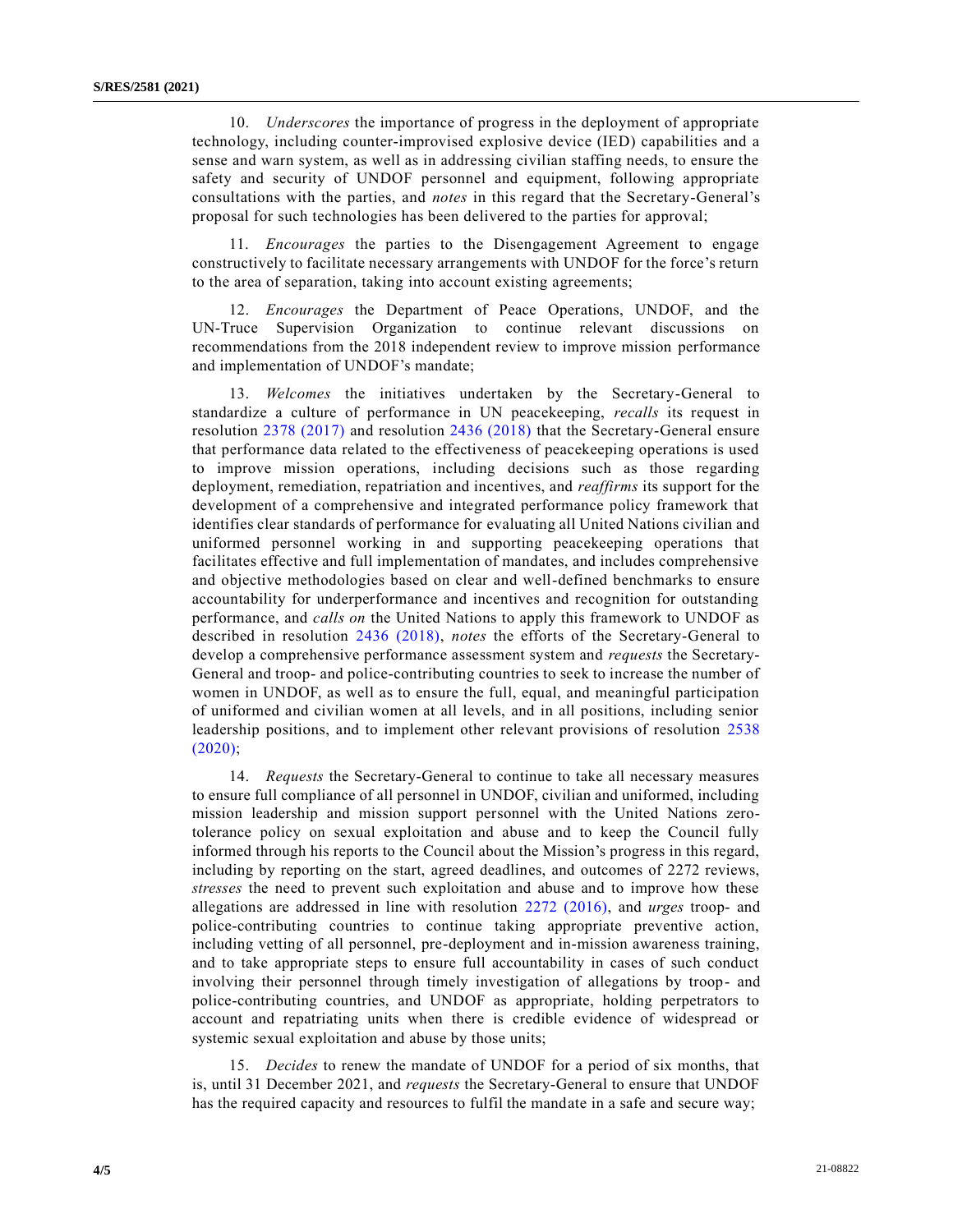10. *Underscores* the importance of progress in the deployment of appropriate technology, including counter-improvised explosive device (IED) capabilities and a sense and warn system, as well as in addressing civilian staffing needs, to ensure the safety and security of UNDOF personnel and equipment, following appropriate consultations with the parties, and *notes* in this regard that the Secretary-General's proposal for such technologies has been delivered to the parties for approval;

11. *Encourages* the parties to the Disengagement Agreement to engage constructively to facilitate necessary arrangements with UNDOF for the force's return to the area of separation, taking into account existing agreements;

12. *Encourages* the Department of Peace Operations, UNDOF, and the UN-Truce Supervision Organization to continue relevant discussions on recommendations from the 2018 independent review to improve mission performance and implementation of UNDOF's mandate;

13. *Welcomes* the initiatives undertaken by the Secretary-General to standardize a culture of performance in UN peacekeeping, *recalls* its request in resolution 2378 (2017) and resolution 2436 (2018) that the Secretary-General ensure that performance data related to the effectiveness of peacekeeping operations is used to improve mission operations, including decisions such as those regarding deployment, remediation, repatriation and incentives, and *reaffirms* its support for the development of a comprehensive and integrated performance policy framework that identifies clear standards of performance for evaluating all United Nations civilian and uniformed personnel working in and supporting peacekeeping operations that facilitates effective and full implementation of mandates, and includes comprehensive and objective methodologies based on clear and well-defined benchmarks to ensure accountability for underperformance and incentives and recognition for outstanding performance, and *calls on* the United Nations to apply this framework to UNDOF as described in resolution 2436 (2018), *notes* the efforts of the Secretary-General to develop a comprehensive performance assessment system and *requests* the Secretary-General and troop- and police-contributing countries to seek to increase the number of women in UNDOF, as well as to ensure the full, equal, and meaningful participation of uniformed and civilian women at all levels, and in all positions, including senior leadership positions, and to implement other relevant provisions of resolution 2538 (2020);

14. *Requests* the Secretary-General to continue to take all necessary measures to ensure full compliance of all personnel in UNDOF, civilian and uniformed, including mission leadership and mission support personnel with the United Nations zero-tolerance policy on sexual exploitation and abuse and to keep the Council fully informed through his reports to the Council about the Mission's progress in this regard, including by reporting on the start, agreed deadlines, and outcomes of 2272 reviews, *stresses* the need to prevent such exploitation and abuse and to improve how these allegations are addressed in line with resolution 2272 (2016), and *urges* troop- and police-contributing countries to continue taking appropriate preventive action, including vetting of all personnel, pre-deployment and in-mission awareness training, and to take appropriate steps to ensure full accountability in cases of such conduct involving their personnel through timely investigation of allegations by troop- and police-contributing countries, and UNDOF as appropriate, holding perpetrators to account and repatriating units when there is credible evidence of widespread or systemic sexual exploitation and abuse by those units;

15. *Decides* to renew the mandate of UNDOF for a period of six months, that is, until 31 December 2021, and *requests* the Secretary-General to ensure that UNDOF has the required capacity and resources to fulfil the mandate in a safe and secure way;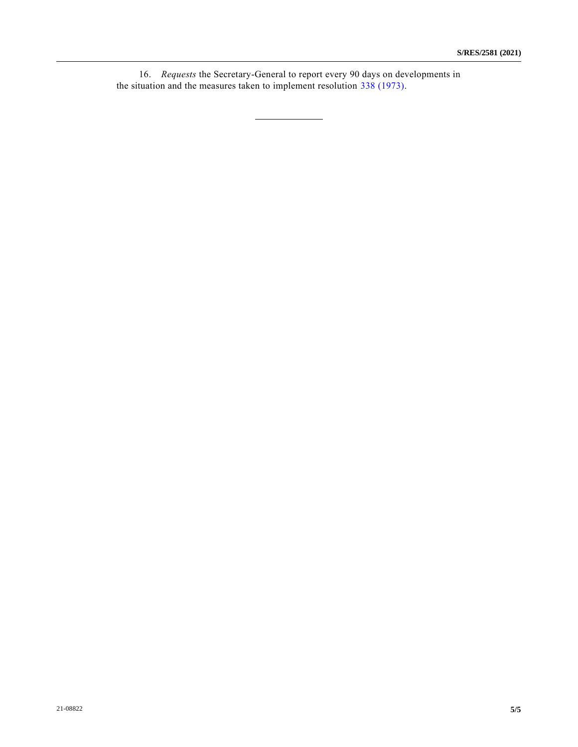16. *Requests* the Secretary-General to report every 90 days on developments in the situation and the measures taken to implement resolution 338 (1973).